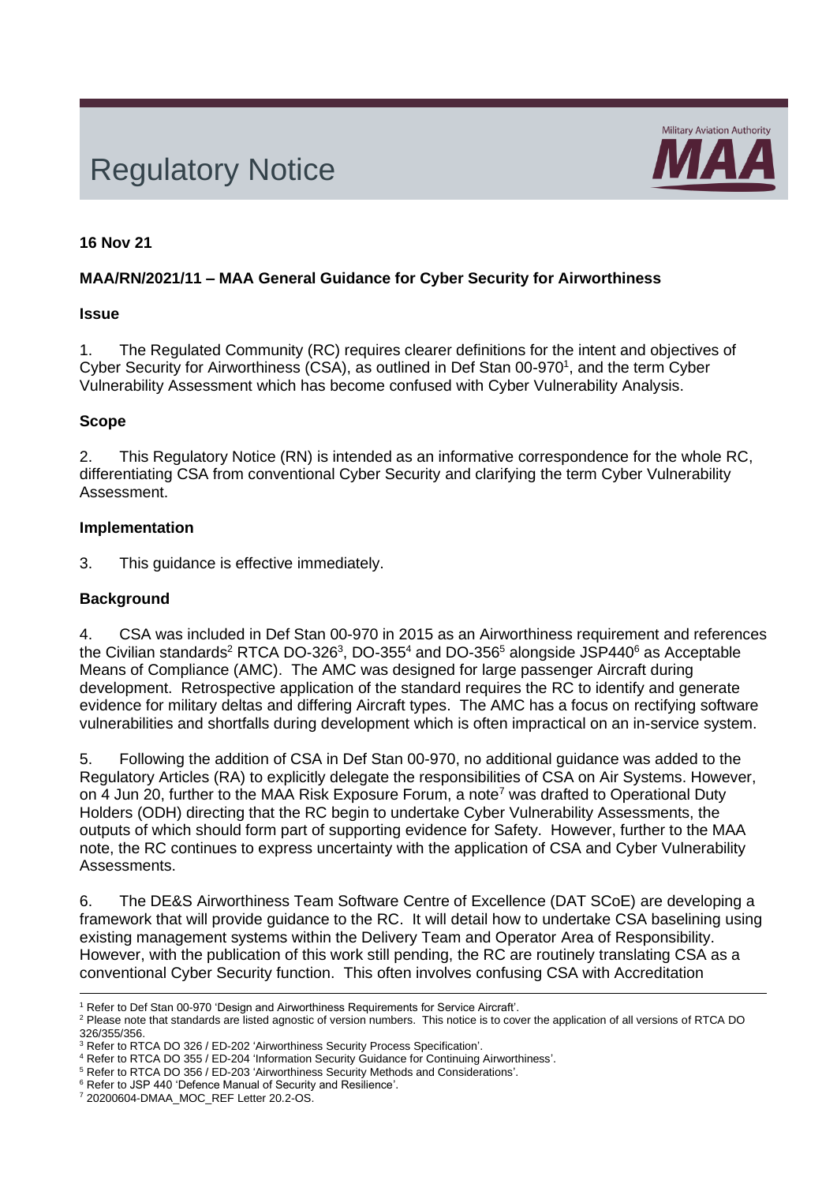# Regulatory Notice

Military Aviation Authority MAA

**16 Nov 21**

**MAA/RN/2021/11 – MAA General Guidance for Cyber Security for Airworthiness**

**Issue**

1. The Regulated Community (RC) requires clearer definitions for the intent and objectives of Cyber Security for Airworthiness (CSA), as outlined in Def Stan 00-970[1], and the term Cyber Vulnerability Assessment which has become confused with Cyber Vulnerability Analysis.

**Scope**

2. This Regulatory Notice (RN) is intended as an informative correspondence for the whole RC, differentiating CSA from conventional Cyber Security and clarifying the term Cyber Vulnerability Assessment.

**Implementation**

3. This guidance is effective immediately.

**Background**

4. CSA was included in Def Stan 00-970 in 2015 as an Airworthiness requirement and references the Civilian standards[2] RTCA DO-326[3], DO-355[4] and DO-356[5] alongside JSP440[6] as Acceptable Means of Compliance (AMC). The AMC was designed for large passenger Aircraft during development. Retrospective application of the standard requires the RC to identify and generate evidence for military deltas and differing Aircraft types. The AMC has a focus on rectifying software vulnerabilities and shortfalls during development which is often impractical on an in-service system.

5. Following the addition of CSA in Def Stan 00-970, no additional guidance was added to the Regulatory Articles (RA) to explicitly delegate the responsibilities of CSA on Air Systems. However, on 4 Jun 20, further to the MAA Risk Exposure Forum, a note[7] was drafted to Operational Duty Holders (ODH) directing that the RC begin to undertake Cyber Vulnerability Assessments, the outputs of which should form part of supporting evidence for Safety. However, further to the MAA note, the RC continues to express uncertainty with the application of CSA and Cyber Vulnerability Assessments.

6. The DE&S Airworthiness Team Software Centre of Excellence (DAT SCoE) are developing a framework that will provide guidance to the RC. It will detail how to undertake CSA baselining using existing management systems within the Delivery Team and Operator Area of Responsibility. However, with the publication of this work still pending, the RC are routinely translating CSA as a conventional Cyber Security function. This often involves confusing CSA with Accreditation

---

[1] Refer to Def Stan 00-970 'Design and Airworthiness Requirements for Service Aircraft'.

[2] Please note that standards are listed agnostic of version numbers. This notice is to cover the application of all versions of RTCA DO 326/355/356.

[3] Refer to RTCA DO 326 / ED-202 'Airworthiness Security Process Specification'.

[4] Refer to RTCA DO 355 / ED-204 'Information Security Guidance for Continuing Airworthiness'.

[5] Refer to RTCA DO 356 / ED-203 'Airworthiness Security Methods and Considerations'.

[6] Refer to JSP 440 'Defence Manual of Security and Resilience'.

[7] 20200604-DMAA_MOC_REF Letter 20.2-OS.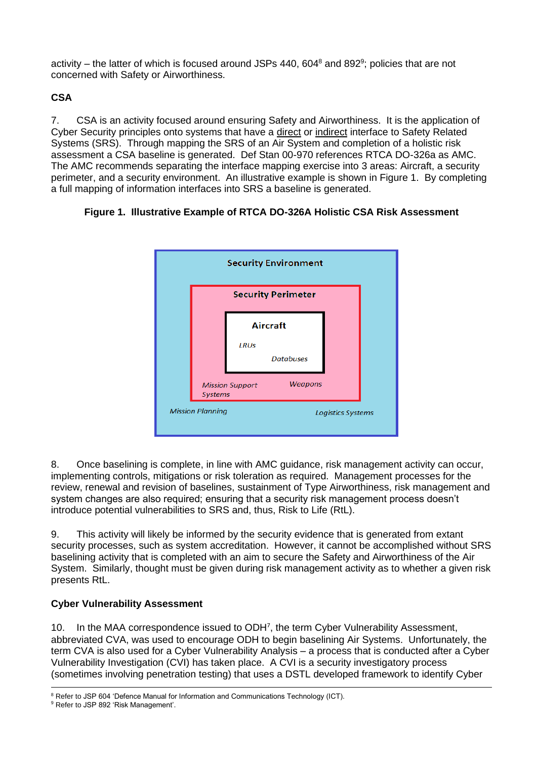activity – the latter of which is focused around JSPs 440, 604[8] and 892[9]; policies that are not concerned with Safety or Airworthiness.

**CSA**

7. CSA is an activity focused around ensuring Safety and Airworthiness. It is the application of Cyber Security principles onto systems that have a direct or indirect interface to Safety Related Systems (SRS). Through mapping the SRS of an Air System and completion of a holistic risk assessment a CSA baseline is generated. Def Stan 00-970 references RTCA DO-326a as AMC. The AMC recommends separating the interface mapping exercise into 3 areas: Aircraft, a security perimeter, and a security environment. An illustrative example is shown in Figure 1. By completing a full mapping of information interfaces into SRS a baseline is generated.

**Figure 1. Illustrative Example of RTCA DO-326A Holistic CSA Risk Assessment**

Security Environment
Security Perimeter
Aircraft
*LRUs*
*Databases*
*Mission Support Systems*
*Weapons*
*Mission Planning*
*Logistics Systems*

8. Once baselining is complete, in line with AMC guidance, risk management activity can occur, implementing controls, mitigations or risk toleration as required. Management processes for the review, renewal and revision of baselines, sustainment of Type Airworthiness, risk management and system changes are also required; ensuring that a security risk management process doesn't introduce potential vulnerabilities to SRS and, thus, Risk to Life (RtL).

9. This activity will likely be informed by the security evidence that is generated from extant security processes, such as system accreditation. However, it cannot be accomplished without SRS baselining activity that is completed with an aim to secure the Safety and Airworthiness of the Air System. Similarly, thought must be given during risk management activity as to whether a given risk presents RtL.

**Cyber Vulnerability Assessment**

10. In the MAA correspondence issued to ODH[7], the term Cyber Vulnerability Assessment, abbreviated CVA, was used to encourage ODH to begin baselining Air Systems. Unfortunately, the term CVA is also used for a Cyber Vulnerability Analysis – a process that is conducted after a Cyber Vulnerability Investigation (CVI) has taken place. A CVI is a security investigatory process (sometimes involving penetration testing) that uses a DSTL developed framework to identify Cyber

---

[8] Refer to JSP 604 'Defence Manual for Information and Communications Technology (ICT).

[9] Refer to JSP 892 'Risk Management'.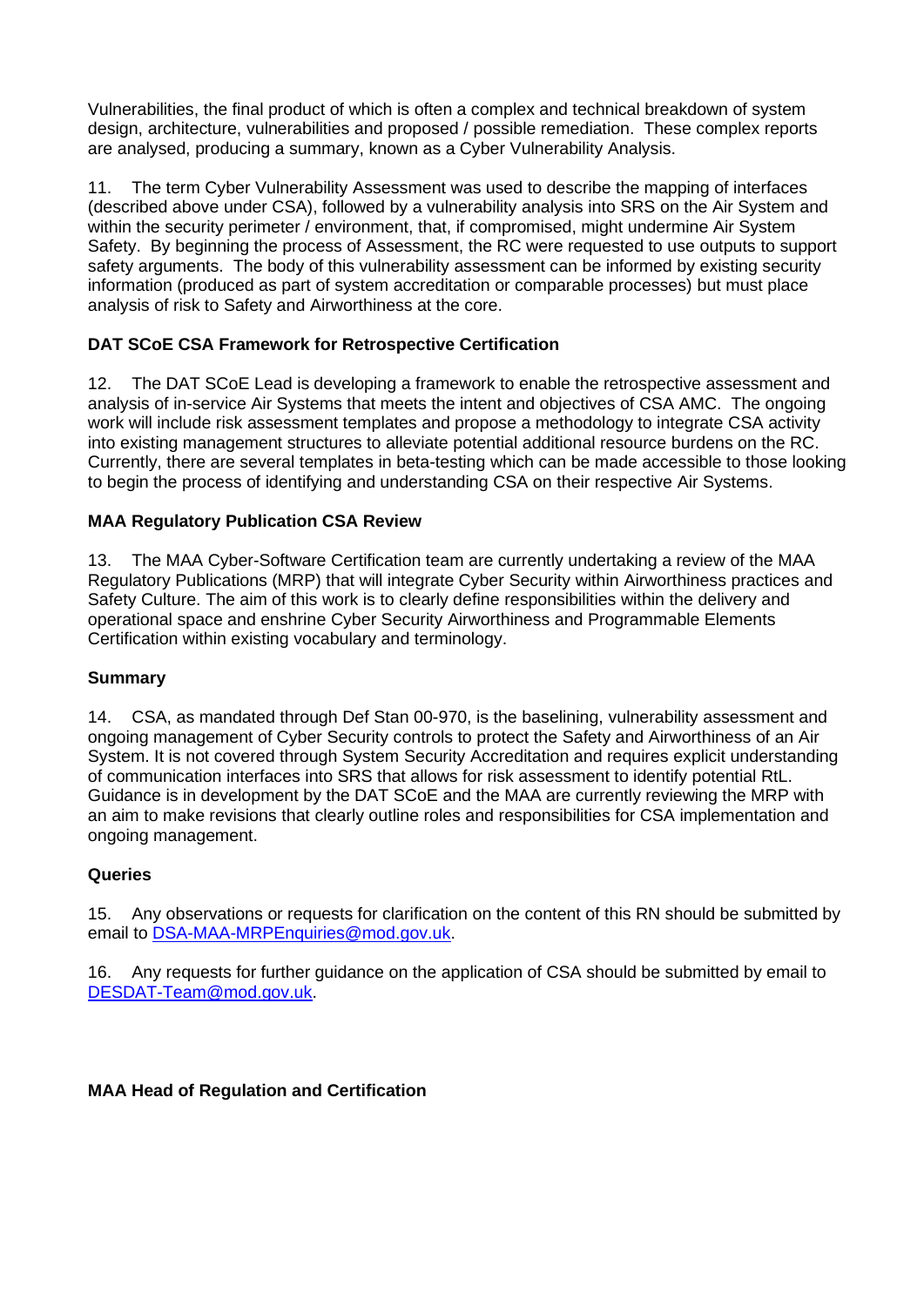Vulnerabilities, the final product of which is often a complex and technical breakdown of system design, architecture, vulnerabilities and proposed / possible remediation. These complex reports are analysed, producing a summary, known as a Cyber Vulnerability Analysis.

11. The term Cyber Vulnerability Assessment was used to describe the mapping of interfaces (described above under CSA), followed by a vulnerability analysis into SRS on the Air System and within the security perimeter / environment, that, if compromised, might undermine Air System Safety. By beginning the process of Assessment, the RC were requested to use outputs to support safety arguments. The body of this vulnerability assessment can be informed by existing security information (produced as part of system accreditation or comparable processes) but must place analysis of risk to Safety and Airworthiness at the core.

**DAT SCoE CSA Framework for Retrospective Certification**

12. The DAT SCoE Lead is developing a framework to enable the retrospective assessment and analysis of in-service Air Systems that meets the intent and objectives of CSA AMC. The ongoing work will include risk assessment templates and propose a methodology to integrate CSA activity into existing management structures to alleviate potential additional resource burdens on the RC. Currently, there are several templates in beta-testing which can be made accessible to those looking to begin the process of identifying and understanding CSA on their respective Air Systems.

**MAA Regulatory Publication CSA Review**

13. The MAA Cyber-Software Certification team are currently undertaking a review of the MAA Regulatory Publications (MRP) that will integrate Cyber Security within Airworthiness practices and Safety Culture. The aim of this work is to clearly define responsibilities within the delivery and operational space and enshrine Cyber Security Airworthiness and Programmable Elements Certification within existing vocabulary and terminology.

**Summary**

14. CSA, as mandated through Def Stan 00-970, is the baselining, vulnerability assessment and ongoing management of Cyber Security controls to protect the Safety and Airworthiness of an Air System. It is not covered through System Security Accreditation and requires explicit understanding of communication interfaces into SRS that allows for risk assessment to identify potential RtL. Guidance is in development by the DAT SCoE and the MAA are currently reviewing the MRP with an aim to make revisions that clearly outline roles and responsibilities for CSA implementation and ongoing management.

**Queries**

15. Any observations or requests for clarification on the content of this RN should be submitted by email to DSA-MAA-MRPEnquiries@mod.gov.uk.

16. Any requests for further guidance on the application of CSA should be submitted by email to DESDAT-Team@mod.gov.uk.

**MAA Head of Regulation and Certification**